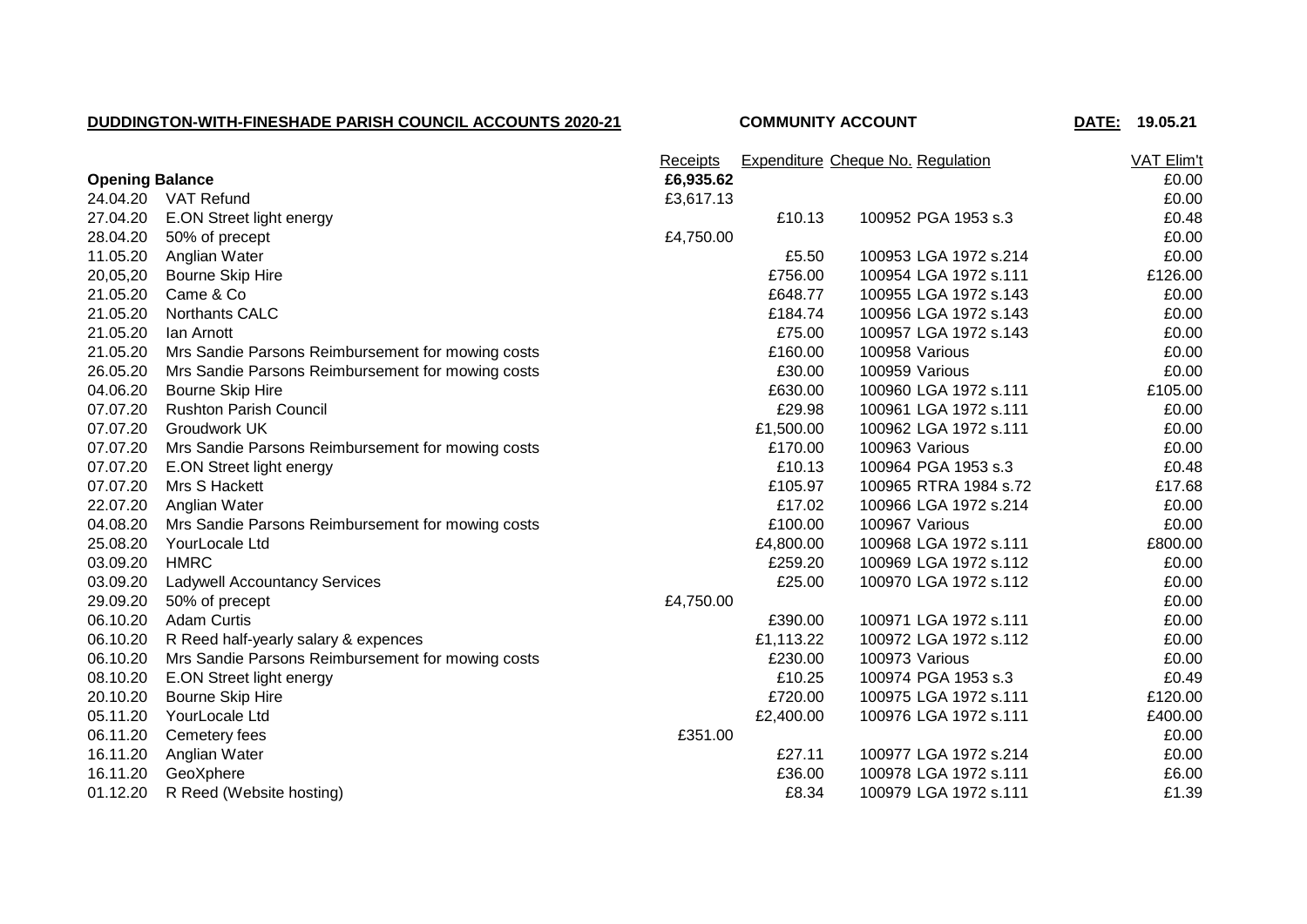**DUDDINGTON-WITH-FINESHADE PARISH COUNCIL ACCOUNTS 2020-21** **COMMUNITY ACCOUNT** **DATE: 19.05.21**

| | | Receipts | Expenditure | Cheque No. | Regulation | VAT Elim't |
|---|---|---|---|---|---|---|
| **Opening Balance** | | **£6,935.62** | | | | £0.00 |
| 24.04.20 | VAT Refund | £3,617.13 | | | | £0.00 |
| 27.04.20 | E.ON Street light energy | | £10.13 | 100952 | PGA 1953 s.3 | £0.48 |
| 28.04.20 | 50% of precept | £4,750.00 | | | | £0.00 |
| 11.05.20 | Anglian Water | | £5.50 | 100953 | LGA 1972 s.214 | £0.00 |
| 20,05,20 | Bourne Skip Hire | | £756.00 | 100954 | LGA 1972 s.111 | £126.00 |
| 21.05.20 | Came & Co | | £648.77 | 100955 | LGA 1972 s.143 | £0.00 |
| 21.05.20 | Northants CALC | | £184.74 | 100956 | LGA 1972 s.143 | £0.00 |
| 21.05.20 | Ian Arnott | | £75.00 | 100957 | LGA 1972 s.143 | £0.00 |
| 21.05.20 | Mrs Sandie Parsons Reimbursement for mowing costs | | £160.00 | 100958 | Various | £0.00 |
| 26.05.20 | Mrs Sandie Parsons Reimbursement for mowing costs | | £30.00 | 100959 | Various | £0.00 |
| 04.06.20 | Bourne Skip Hire | | £630.00 | 100960 | LGA 1972 s.111 | £105.00 |
| 07.07.20 | Rushton Parish Council | | £29.98 | 100961 | LGA 1972 s.111 | £0.00 |
| 07.07.20 | Groudwork UK | | £1,500.00 | 100962 | LGA 1972 s.111 | £0.00 |
| 07.07.20 | Mrs Sandie Parsons Reimbursement for mowing costs | | £170.00 | 100963 | Various | £0.00 |
| 07.07.20 | E.ON Street light energy | | £10.13 | 100964 | PGA 1953 s.3 | £0.48 |
| 07.07.20 | Mrs S Hackett | | £105.97 | 100965 | RTRA 1984 s.72 | £17.68 |
| 22.07.20 | Anglian Water | | £17.02 | 100966 | LGA 1972 s.214 | £0.00 |
| 04.08.20 | Mrs Sandie Parsons Reimbursement for mowing costs | | £100.00 | 100967 | Various | £0.00 |
| 25.08.20 | YourLocale Ltd | | £4,800.00 | 100968 | LGA 1972 s.111 | £800.00 |
| 03.09.20 | HMRC | | £259.20 | 100969 | LGA 1972 s.112 | £0.00 |
| 03.09.20 | Ladywell Accountancy Services | | £25.00 | 100970 | LGA 1972 s.112 | £0.00 |
| 29.09.20 | 50% of precept | £4,750.00 | | | | £0.00 |
| 06.10.20 | Adam Curtis | | £390.00 | 100971 | LGA 1972 s.111 | £0.00 |
| 06.10.20 | R Reed half-yearly salary & expences | | £1,113.22 | 100972 | LGA 1972 s.112 | £0.00 |
| 06.10.20 | Mrs Sandie Parsons Reimbursement for mowing costs | | £230.00 | 100973 | Various | £0.00 |
| 08.10.20 | E.ON Street light energy | | £10.25 | 100974 | PGA 1953 s.3 | £0.49 |
| 20.10.20 | Bourne Skip Hire | | £720.00 | 100975 | LGA 1972 s.111 | £120.00 |
| 05.11.20 | YourLocale Ltd | | £2,400.00 | 100976 | LGA 1972 s.111 | £400.00 |
| 06.11.20 | Cemetery fees | £351.00 | | | | £0.00 |
| 16.11.20 | Anglian Water | | £27.11 | 100977 | LGA 1972 s.214 | £0.00 |
| 16.11.20 | GeoXphere | | £36.00 | 100978 | LGA 1972 s.111 | £6.00 |
| 01.12.20 | R Reed (Website hosting) | | £8.34 | 100979 | LGA 1972 s.111 | £1.39 |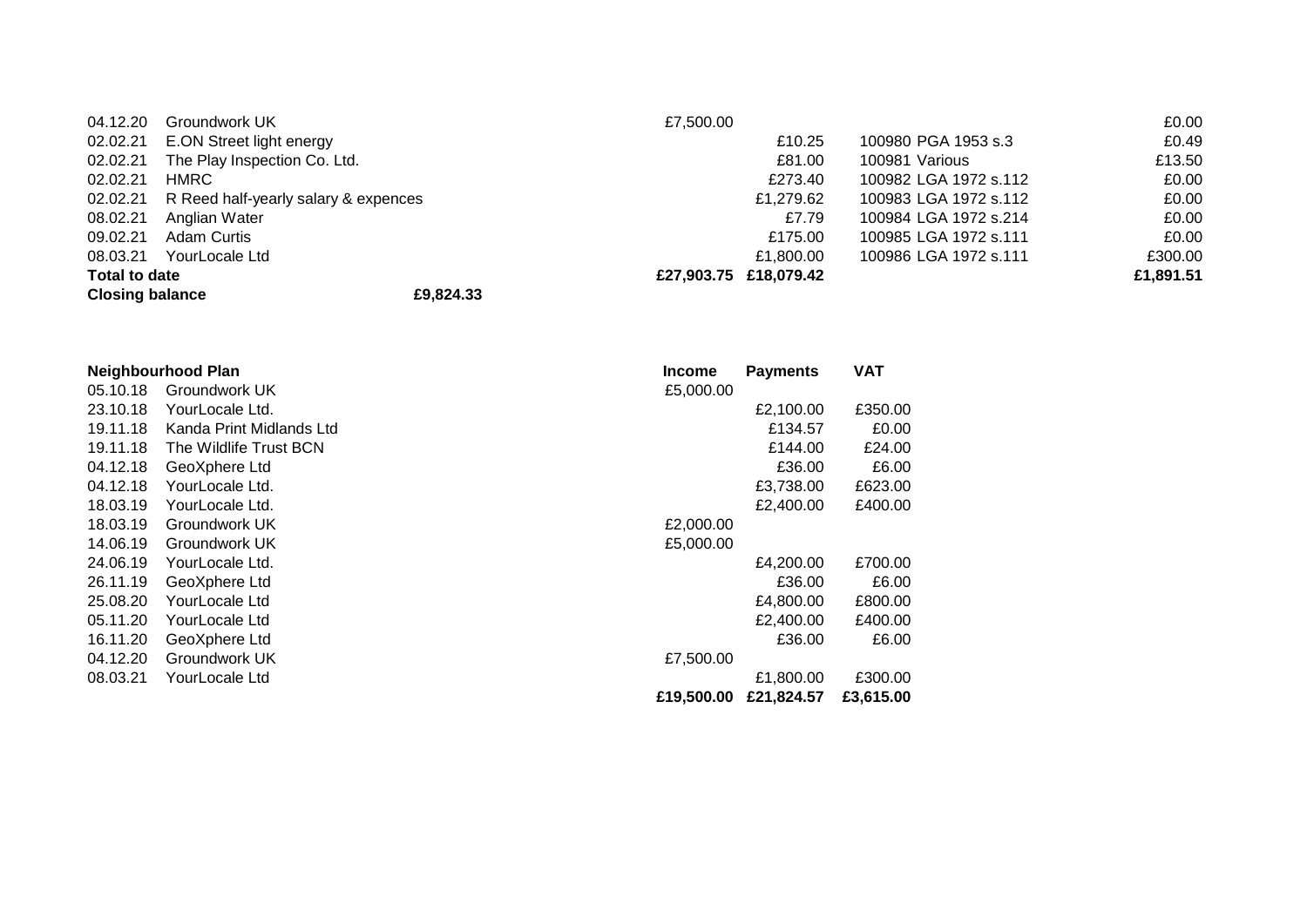| | | | | | | |
|---|---|---|---|---|---|---|
| 04.12.20 | Groundwork UK | | £7,500.00 | | | £0.00 |
| 02.02.21 | E.ON Street light energy | | | £10.25 | 100980 PGA 1953 s.3 | £0.49 |
| 02.02.21 | The Play Inspection Co. Ltd. | | | £81.00 | 100981 Various | £13.50 |
| 02.02.21 | HMRC | | | £273.40 | 100982 LGA 1972 s.112 | £0.00 |
| 02.02.21 | R Reed half-yearly salary & expences | | | £1,279.62 | 100983 LGA 1972 s.112 | £0.00 |
| 08.02.21 | Anglian Water | | | £7.79 | 100984 LGA 1972 s.214 | £0.00 |
| 09.02.21 | Adam Curtis | | | £175.00 | 100985 LGA 1972 s.111 | £0.00 |
| 08.03.21 | YourLocale Ltd | | | £1,800.00 | 100986 LGA 1972 s.111 | £300.00 |
| **Total to date** | | | **£27,903.75** | **£18,079.42** | | **£1,891.51** |
| **Closing balance** | | **£9,824.33** | | | | |

| **Neighbourhood Plan** | | **Income** | **Payments** | **VAT** |
|---|---|---|---|---|
| 05.10.18 | Groundwork UK | £5,000.00 | | |
| 23.10.18 | YourLocale Ltd. | | £2,100.00 | £350.00 |
| 19.11.18 | Kanda Print Midlands Ltd | | £134.57 | £0.00 |
| 19.11.18 | The Wildlife Trust BCN | | £144.00 | £24.00 |
| 04.12.18 | GeoXphere Ltd | | £36.00 | £6.00 |
| 04.12.18 | YourLocale Ltd. | | £3,738.00 | £623.00 |
| 18.03.19 | YourLocale Ltd. | | £2,400.00 | £400.00 |
| 18.03.19 | Groundwork UK | £2,000.00 | | |
| 14.06.19 | Groundwork UK | £5,000.00 | | |
| 24.06.19 | YourLocale Ltd. | | £4,200.00 | £700.00 |
| 26.11.19 | GeoXphere Ltd | | £36.00 | £6.00 |
| 25.08.20 | YourLocale Ltd | | £4,800.00 | £800.00 |
| 05.11.20 | YourLocale Ltd | | £2,400.00 | £400.00 |
| 16.11.20 | GeoXphere Ltd | | £36.00 | £6.00 |
| 04.12.20 | Groundwork UK | £7,500.00 | | |
| 08.03.21 | YourLocale Ltd | | £1,800.00 | £300.00 |
| | | **£19,500.00** | **£21,824.57** | **£3,615.00** |